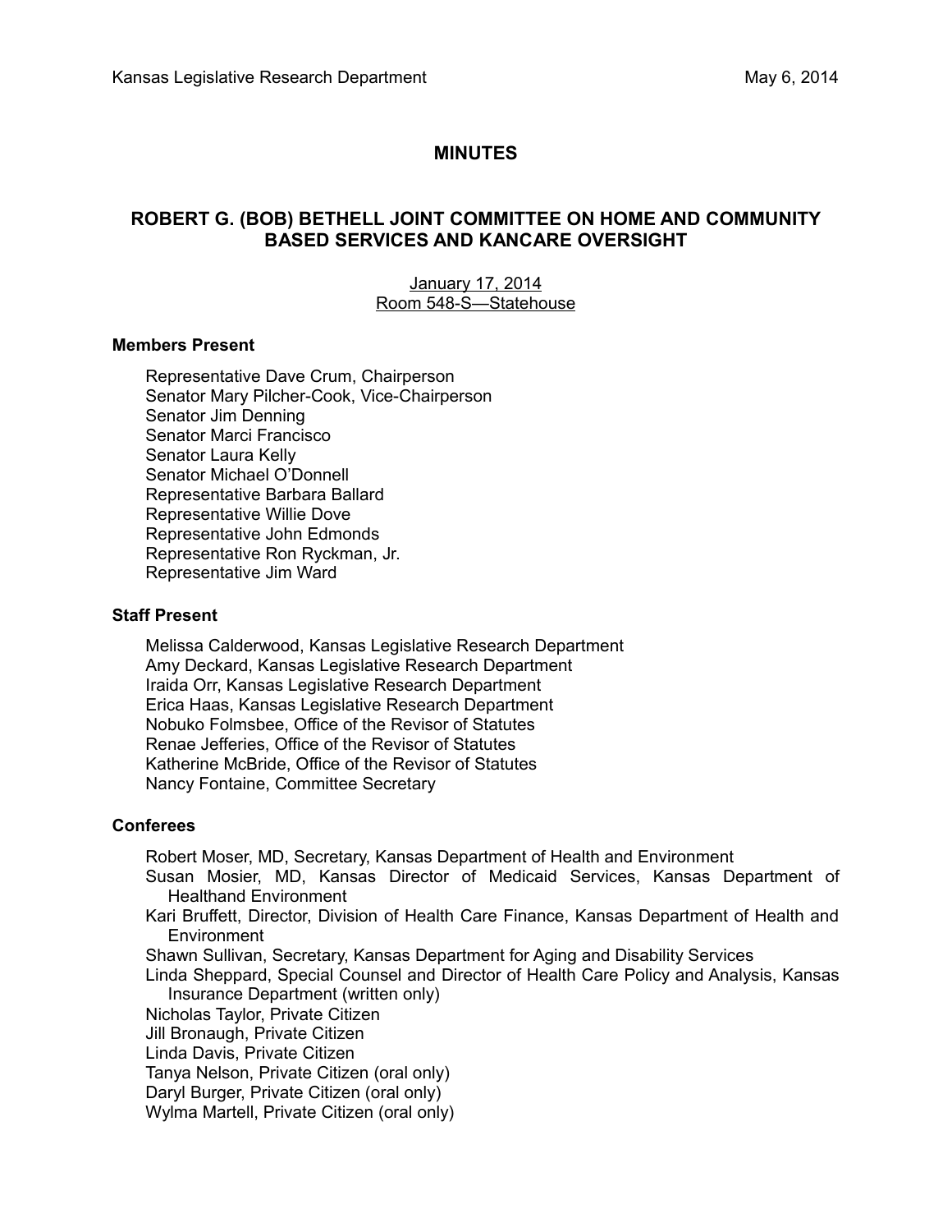Kansas Legislative Research Department May 6, 2014

# MINUTES

## ROBERT G. (BOB) BETHELL JOINT COMMITTEE ON HOME AND COMMUNITY BASED SERVICES AND KANCARE OVERSIGHT

January 17, 2014
Room 548-S—Statehouse

### Members Present

Representative Dave Crum, Chairperson
Senator Mary Pilcher-Cook, Vice-Chairperson
Senator Jim Denning
Senator Marci Francisco
Senator Laura Kelly
Senator Michael O'Donnell
Representative Barbara Ballard
Representative Willie Dove
Representative John Edmonds
Representative Ron Ryckman, Jr.
Representative Jim Ward

### Staff Present

Melissa Calderwood, Kansas Legislative Research Department
Amy Deckard, Kansas Legislative Research Department
Iraida Orr, Kansas Legislative Research Department
Erica Haas, Kansas Legislative Research Department
Nobuko Folmsbee, Office of the Revisor of Statutes
Renae Jefferies, Office of the Revisor of Statutes
Katherine McBride, Office of the Revisor of Statutes
Nancy Fontaine, Committee Secretary

### Conferees

Robert Moser, MD, Secretary, Kansas Department of Health and Environment
Susan Mosier, MD, Kansas Director of Medicaid Services, Kansas Department of Healthand Environment
Kari Bruffett, Director, Division of Health Care Finance, Kansas Department of Health and Environment
Shawn Sullivan, Secretary, Kansas Department for Aging and Disability Services
Linda Sheppard, Special Counsel and Director of Health Care Policy and Analysis, Kansas Insurance Department (written only)
Nicholas Taylor, Private Citizen
Jill Bronaugh, Private Citizen
Linda Davis, Private Citizen
Tanya Nelson, Private Citizen (oral only)
Daryl Burger, Private Citizen (oral only)
Wylma Martell, Private Citizen (oral only)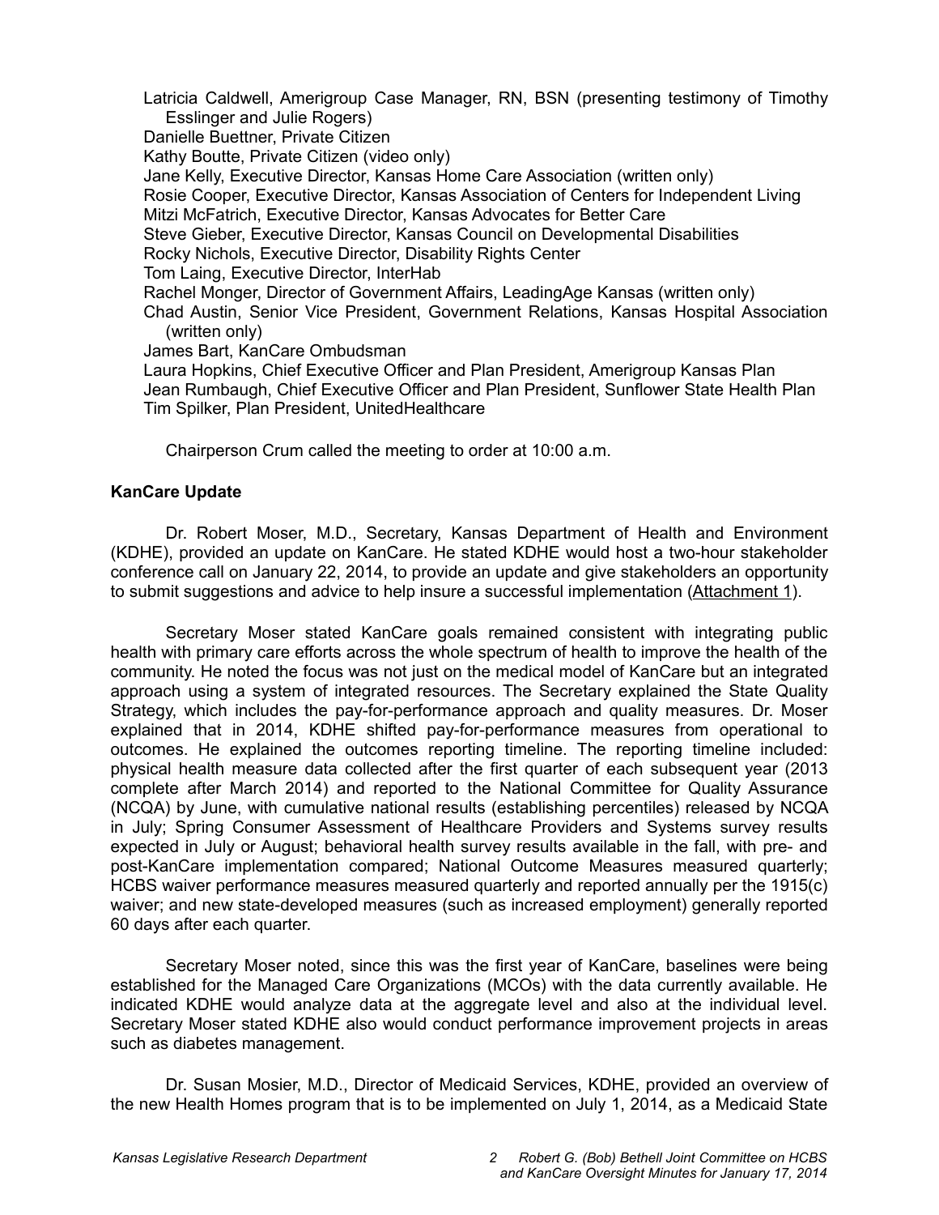Latricia Caldwell, Amerigroup Case Manager, RN, BSN (presenting testimony of Timothy Esslinger and Julie Rogers)
Danielle Buettner, Private Citizen
Kathy Boutte, Private Citizen (video only)
Jane Kelly, Executive Director, Kansas Home Care Association (written only)
Rosie Cooper, Executive Director, Kansas Association of Centers for Independent Living
Mitzi McFatrich, Executive Director, Kansas Advocates for Better Care
Steve Gieber, Executive Director, Kansas Council on Developmental Disabilities
Rocky Nichols, Executive Director, Disability Rights Center
Tom Laing, Executive Director, InterHab
Rachel Monger, Director of Government Affairs, LeadingAge Kansas (written only)
Chad Austin, Senior Vice President, Government Relations, Kansas Hospital Association (written only)
James Bart, KanCare Ombudsman
Laura Hopkins, Chief Executive Officer and Plan President, Amerigroup Kansas Plan
Jean Rumbaugh, Chief Executive Officer and Plan President, Sunflower State Health Plan
Tim Spilker, Plan President, UnitedHealthcare

Chairperson Crum called the meeting to order at 10:00 a.m.

**KanCare Update**

Dr. Robert Moser, M.D., Secretary, Kansas Department of Health and Environment (KDHE), provided an update on KanCare. He stated KDHE would host a two-hour stakeholder conference call on January 22, 2014, to provide an update and give stakeholders an opportunity to submit suggestions and advice to help insure a successful implementation (Attachment 1).

Secretary Moser stated KanCare goals remained consistent with integrating public health with primary care efforts across the whole spectrum of health to improve the health of the community. He noted the focus was not just on the medical model of KanCare but an integrated approach using a system of integrated resources. The Secretary explained the State Quality Strategy, which includes the pay-for-performance approach and quality measures. Dr. Moser explained that in 2014, KDHE shifted pay-for-performance measures from operational to outcomes. He explained the outcomes reporting timeline. The reporting timeline included: physical health measure data collected after the first quarter of each subsequent year (2013 complete after March 2014) and reported to the National Committee for Quality Assurance (NCQA) by June, with cumulative national results (establishing percentiles) released by NCQA in July; Spring Consumer Assessment of Healthcare Providers and Systems survey results expected in July or August; behavioral health survey results available in the fall, with pre- and post-KanCare implementation compared; National Outcome Measures measured quarterly; HCBS waiver performance measures measured quarterly and reported annually per the 1915(c) waiver; and new state-developed measures (such as increased employment) generally reported 60 days after each quarter.

Secretary Moser noted, since this was the first year of KanCare, baselines were being established for the Managed Care Organizations (MCOs) with the data currently available. He indicated KDHE would analyze data at the aggregate level and also at the individual level. Secretary Moser stated KDHE also would conduct performance improvement projects in areas such as diabetes management.

Dr. Susan Mosier, M.D., Director of Medicaid Services, KDHE, provided an overview of the new Health Homes program that is to be implemented on July 1, 2014, as a Medicaid State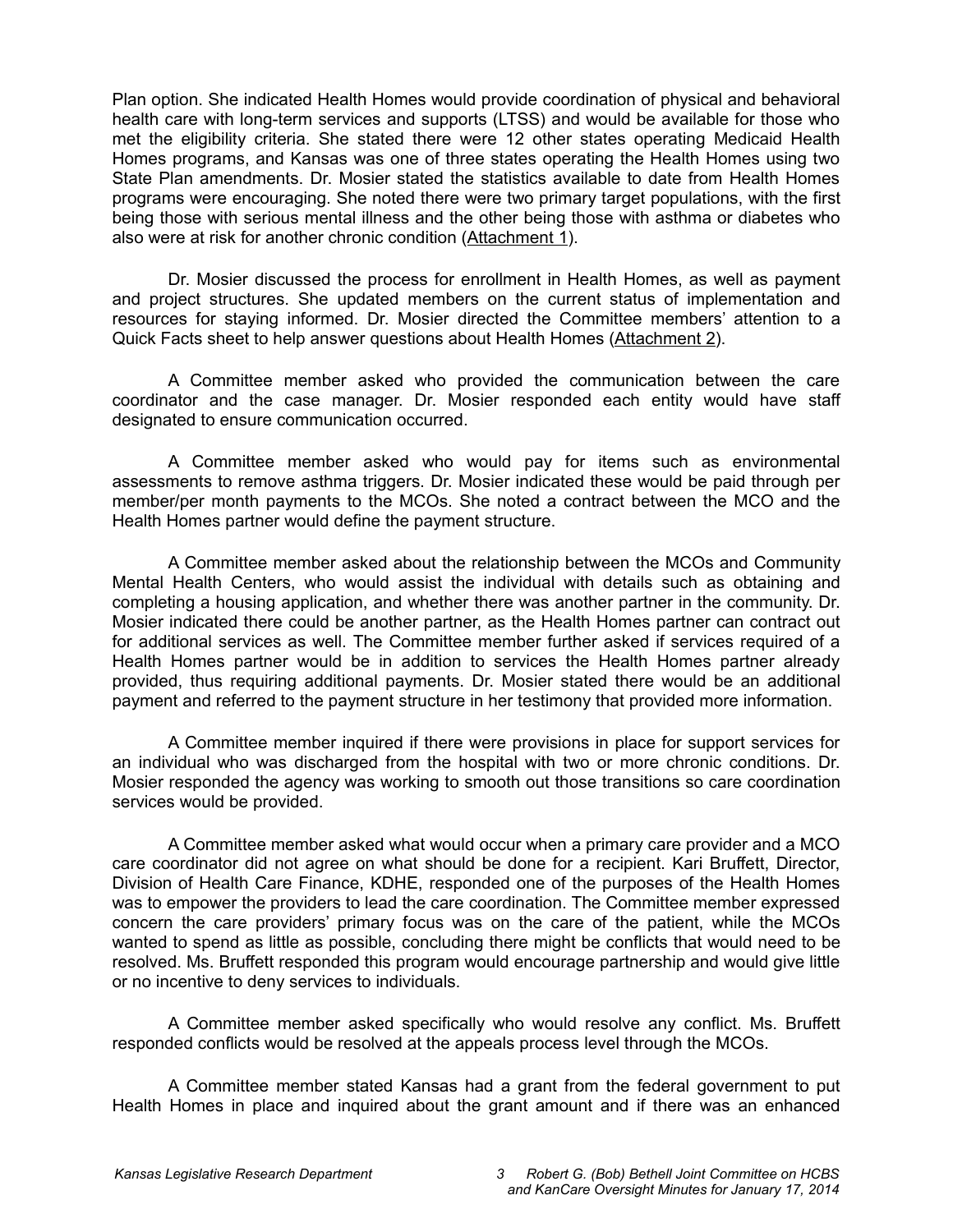Plan option. She indicated Health Homes would provide coordination of physical and behavioral health care with long-term services and supports (LTSS) and would be available for those who met the eligibility criteria. She stated there were 12 other states operating Medicaid Health Homes programs, and Kansas was one of three states operating the Health Homes using two State Plan amendments. Dr. Mosier stated the statistics available to date from Health Homes programs were encouraging. She noted there were two primary target populations, with the first being those with serious mental illness and the other being those with asthma or diabetes who also were at risk for another chronic condition (Attachment 1).

Dr. Mosier discussed the process for enrollment in Health Homes, as well as payment and project structures. She updated members on the current status of implementation and resources for staying informed. Dr. Mosier directed the Committee members' attention to a Quick Facts sheet to help answer questions about Health Homes (Attachment 2).

A Committee member asked who provided the communication between the care coordinator and the case manager. Dr. Mosier responded each entity would have staff designated to ensure communication occurred.

A Committee member asked who would pay for items such as environmental assessments to remove asthma triggers. Dr. Mosier indicated these would be paid through per member/per month payments to the MCOs. She noted a contract between the MCO and the Health Homes partner would define the payment structure.

A Committee member asked about the relationship between the MCOs and Community Mental Health Centers, who would assist the individual with details such as obtaining and completing a housing application, and whether there was another partner in the community. Dr. Mosier indicated there could be another partner, as the Health Homes partner can contract out for additional services as well. The Committee member further asked if services required of a Health Homes partner would be in addition to services the Health Homes partner already provided, thus requiring additional payments. Dr. Mosier stated there would be an additional payment and referred to the payment structure in her testimony that provided more information.

A Committee member inquired if there were provisions in place for support services for an individual who was discharged from the hospital with two or more chronic conditions. Dr. Mosier responded the agency was working to smooth out those transitions so care coordination services would be provided.

A Committee member asked what would occur when a primary care provider and a MCO care coordinator did not agree on what should be done for a recipient. Kari Bruffett, Director, Division of Health Care Finance, KDHE, responded one of the purposes of the Health Homes was to empower the providers to lead the care coordination. The Committee member expressed concern the care providers' primary focus was on the care of the patient, while the MCOs wanted to spend as little as possible, concluding there might be conflicts that would need to be resolved. Ms. Bruffett responded this program would encourage partnership and would give little or no incentive to deny services to individuals.

A Committee member asked specifically who would resolve any conflict. Ms. Bruffett responded conflicts would be resolved at the appeals process level through the MCOs.

A Committee member stated Kansas had a grant from the federal government to put Health Homes in place and inquired about the grant amount and if there was an enhanced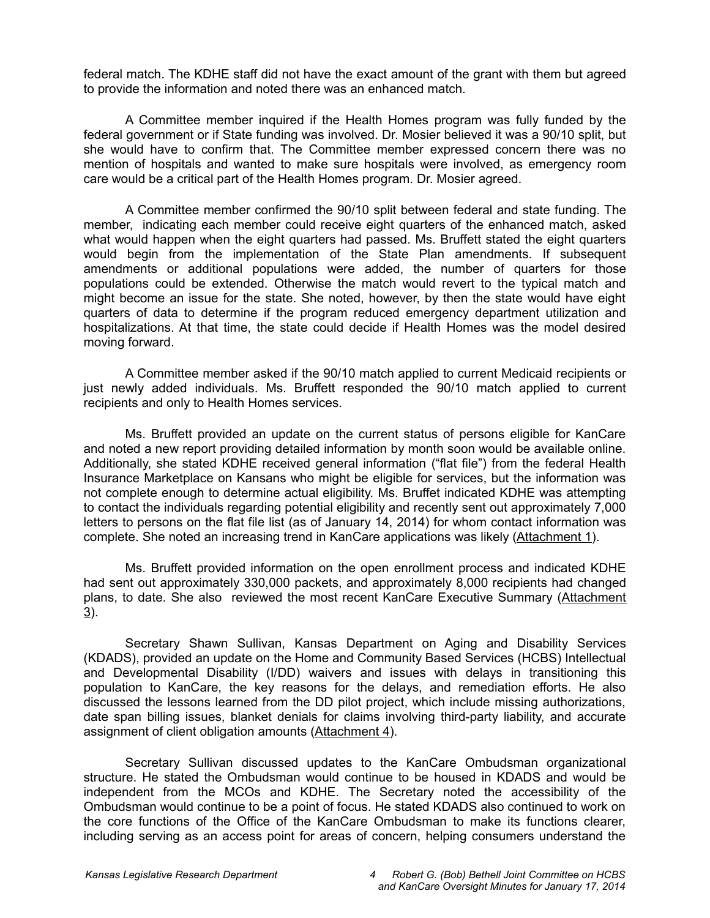federal match. The KDHE staff did not have the exact amount of the grant with them but agreed to provide the information and noted there was an enhanced match.

A Committee member inquired if the Health Homes program was fully funded by the federal government or if State funding was involved. Dr. Mosier believed it was a 90/10 split, but she would have to confirm that. The Committee member expressed concern there was no mention of hospitals and wanted to make sure hospitals were involved, as emergency room care would be a critical part of the Health Homes program. Dr. Mosier agreed.

A Committee member confirmed the 90/10 split between federal and state funding. The member, indicating each member could receive eight quarters of the enhanced match, asked what would happen when the eight quarters had passed. Ms. Bruffett stated the eight quarters would begin from the implementation of the State Plan amendments. If subsequent amendments or additional populations were added, the number of quarters for those populations could be extended. Otherwise the match would revert to the typical match and might become an issue for the state. She noted, however, by then the state would have eight quarters of data to determine if the program reduced emergency department utilization and hospitalizations. At that time, the state could decide if Health Homes was the model desired moving forward.

A Committee member asked if the 90/10 match applied to current Medicaid recipients or just newly added individuals. Ms. Bruffett responded the 90/10 match applied to current recipients and only to Health Homes services.

Ms. Bruffett provided an update on the current status of persons eligible for KanCare and noted a new report providing detailed information by month soon would be available online. Additionally, she stated KDHE received general information ("flat file") from the federal Health Insurance Marketplace on Kansans who might be eligible for services, but the information was not complete enough to determine actual eligibility. Ms. Bruffet indicated KDHE was attempting to contact the individuals regarding potential eligibility and recently sent out approximately 7,000 letters to persons on the flat file list (as of January 14, 2014) for whom contact information was complete. She noted an increasing trend in KanCare applications was likely (Attachment 1).

Ms. Bruffett provided information on the open enrollment process and indicated KDHE had sent out approximately 330,000 packets, and approximately 8,000 recipients had changed plans, to date. She also reviewed the most recent KanCare Executive Summary (Attachment 3).

Secretary Shawn Sullivan, Kansas Department on Aging and Disability Services (KDADS), provided an update on the Home and Community Based Services (HCBS) Intellectual and Developmental Disability (I/DD) waivers and issues with delays in transitioning this population to KanCare, the key reasons for the delays, and remediation efforts. He also discussed the lessons learned from the DD pilot project, which include missing authorizations, date span billing issues, blanket denials for claims involving third-party liability, and accurate assignment of client obligation amounts (Attachment 4).

Secretary Sullivan discussed updates to the KanCare Ombudsman organizational structure. He stated the Ombudsman would continue to be housed in KDADS and would be independent from the MCOs and KDHE. The Secretary noted the accessibility of the Ombudsman would continue to be a point of focus. He stated KDADS also continued to work on the core functions of the Office of the KanCare Ombudsman to make its functions clearer, including serving as an access point for areas of concern, helping consumers understand the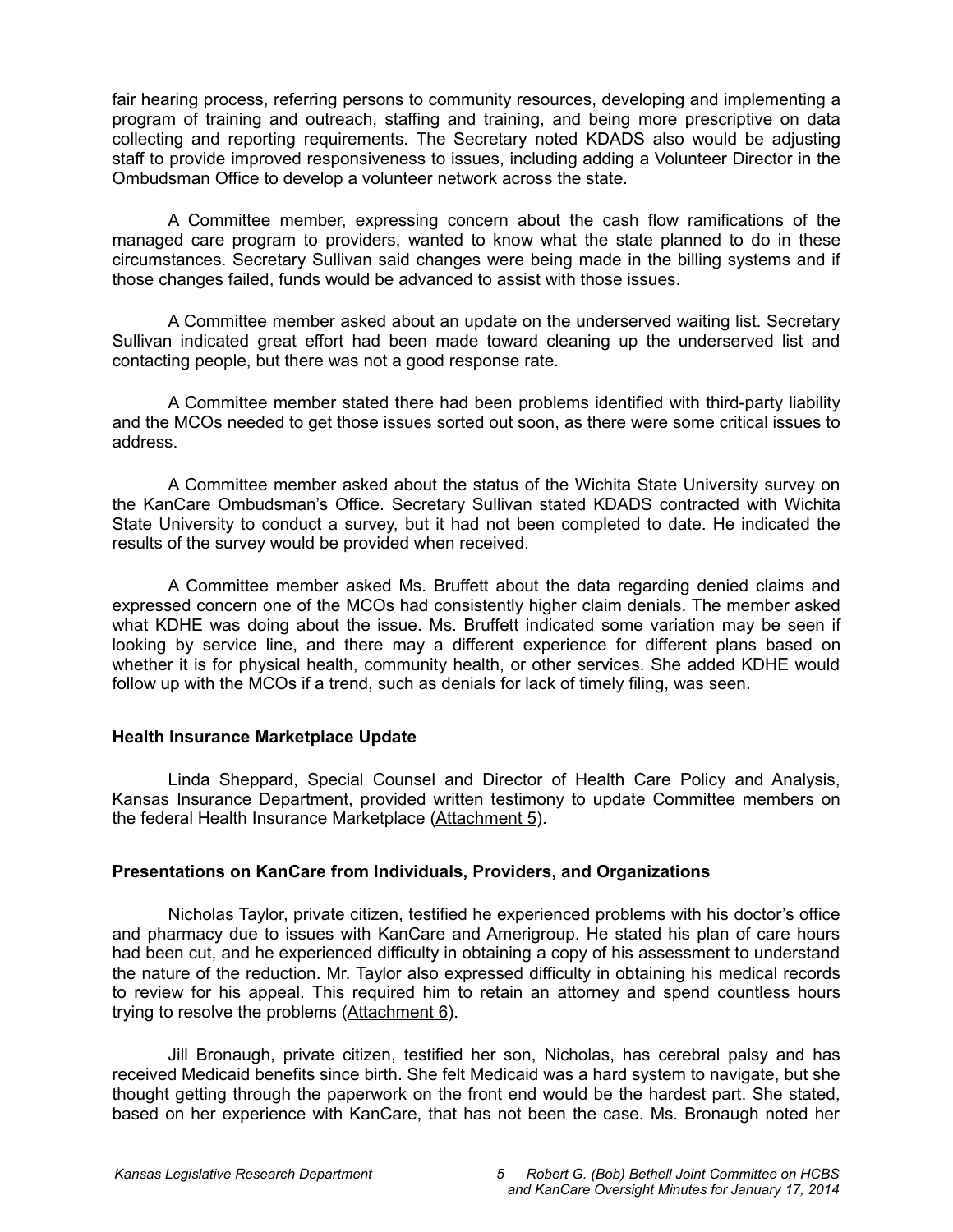fair hearing process, referring persons to community resources, developing and implementing a program of training and outreach, staffing and training, and being more prescriptive on data collecting and reporting requirements. The Secretary noted KDADS also would be adjusting staff to provide improved responsiveness to issues, including adding a Volunteer Director in the Ombudsman Office to develop a volunteer network across the state.

A Committee member, expressing concern about the cash flow ramifications of the managed care program to providers, wanted to know what the state planned to do in these circumstances. Secretary Sullivan said changes were being made in the billing systems and if those changes failed, funds would be advanced to assist with those issues.

A Committee member asked about an update on the underserved waiting list. Secretary Sullivan indicated great effort had been made toward cleaning up the underserved list and contacting people, but there was not a good response rate.

A Committee member stated there had been problems identified with third-party liability and the MCOs needed to get those issues sorted out soon, as there were some critical issues to address.

A Committee member asked about the status of the Wichita State University survey on the KanCare Ombudsman's Office. Secretary Sullivan stated KDADS contracted with Wichita State University to conduct a survey, but it had not been completed to date. He indicated the results of the survey would be provided when received.

A Committee member asked Ms. Bruffett about the data regarding denied claims and expressed concern one of the MCOs had consistently higher claim denials. The member asked what KDHE was doing about the issue. Ms. Bruffett indicated some variation may be seen if looking by service line, and there may a different experience for different plans based on whether it is for physical health, community health, or other services. She added KDHE would follow up with the MCOs if a trend, such as denials for lack of timely filing, was seen.

**Health Insurance Marketplace Update**

Linda Sheppard, Special Counsel and Director of Health Care Policy and Analysis, Kansas Insurance Department, provided written testimony to update Committee members on the federal Health Insurance Marketplace (Attachment 5).

**Presentations on KanCare from Individuals, Providers, and Organizations**

Nicholas Taylor, private citizen, testified he experienced problems with his doctor's office and pharmacy due to issues with KanCare and Amerigroup. He stated his plan of care hours had been cut, and he experienced difficulty in obtaining a copy of his assessment to understand the nature of the reduction. Mr. Taylor also expressed difficulty in obtaining his medical records to review for his appeal. This required him to retain an attorney and spend countless hours trying to resolve the problems (Attachment 6).

Jill Bronaugh, private citizen, testified her son, Nicholas, has cerebral palsy and has received Medicaid benefits since birth. She felt Medicaid was a hard system to navigate, but she thought getting through the paperwork on the front end would be the hardest part. She stated, based on her experience with KanCare, that has not been the case. Ms. Bronaugh noted her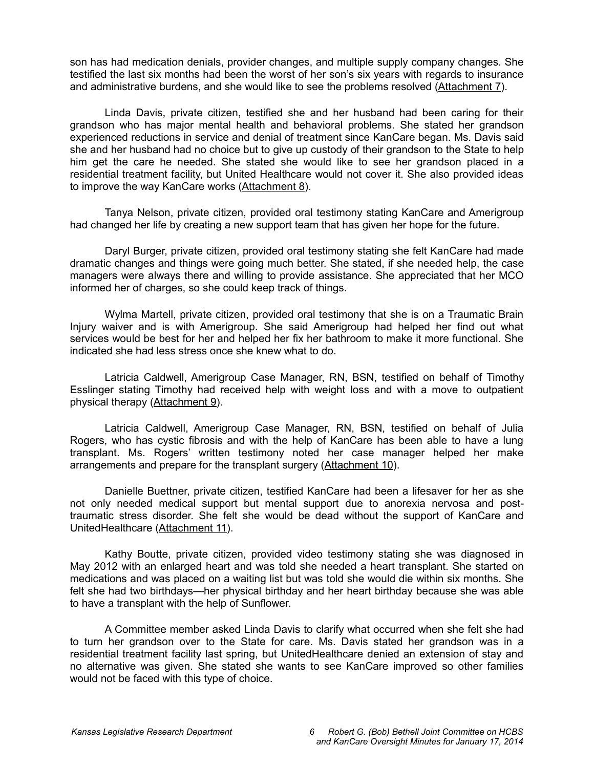son has had medication denials, provider changes, and multiple supply company changes. She testified the last six months had been the worst of her son's six years with regards to insurance and administrative burdens, and she would like to see the problems resolved (Attachment 7).

Linda Davis, private citizen, testified she and her husband had been caring for their grandson who has major mental health and behavioral problems. She stated her grandson experienced reductions in service and denial of treatment since KanCare began. Ms. Davis said she and her husband had no choice but to give up custody of their grandson to the State to help him get the care he needed. She stated she would like to see her grandson placed in a residential treatment facility, but United Healthcare would not cover it. She also provided ideas to improve the way KanCare works (Attachment 8).

Tanya Nelson, private citizen, provided oral testimony stating KanCare and Amerigroup had changed her life by creating a new support team that has given her hope for the future.

Daryl Burger, private citizen, provided oral testimony stating she felt KanCare had made dramatic changes and things were going much better. She stated, if she needed help, the case managers were always there and willing to provide assistance. She appreciated that her MCO informed her of charges, so she could keep track of things.

Wylma Martell, private citizen, provided oral testimony that she is on a Traumatic Brain Injury waiver and is with Amerigroup. She said Amerigroup had helped her find out what services would be best for her and helped her fix her bathroom to make it more functional. She indicated she had less stress once she knew what to do.

Latricia Caldwell, Amerigroup Case Manager, RN, BSN, testified on behalf of Timothy Esslinger stating Timothy had received help with weight loss and with a move to outpatient physical therapy (Attachment 9).

Latricia Caldwell, Amerigroup Case Manager, RN, BSN, testified on behalf of Julia Rogers, who has cystic fibrosis and with the help of KanCare has been able to have a lung transplant. Ms. Rogers' written testimony noted her case manager helped her make arrangements and prepare for the transplant surgery (Attachment 10).

Danielle Buettner, private citizen, testified KanCare had been a lifesaver for her as she not only needed medical support but mental support due to anorexia nervosa and post-traumatic stress disorder. She felt she would be dead without the support of KanCare and UnitedHealthcare (Attachment 11).

Kathy Boutte, private citizen, provided video testimony stating she was diagnosed in May 2012 with an enlarged heart and was told she needed a heart transplant. She started on medications and was placed on a waiting list but was told she would die within six months. She felt she had two birthdays—her physical birthday and her heart birthday because she was able to have a transplant with the help of Sunflower.

A Committee member asked Linda Davis to clarify what occurred when she felt she had to turn her grandson over to the State for care. Ms. Davis stated her grandson was in a residential treatment facility last spring, but UnitedHealthcare denied an extension of stay and no alternative was given. She stated she wants to see KanCare improved so other families would not be faced with this type of choice.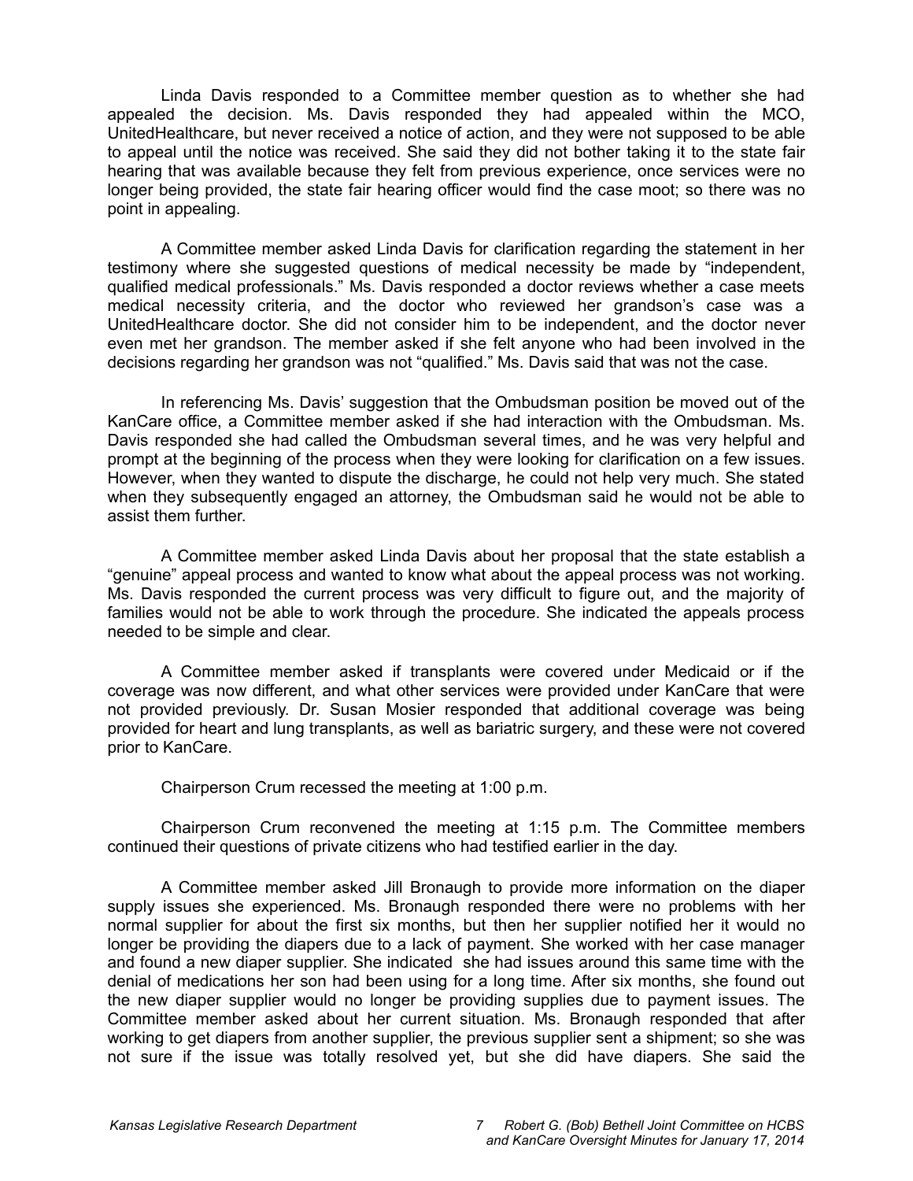Linda Davis responded to a Committee member question as to whether she had appealed the decision. Ms. Davis responded they had appealed within the MCO, UnitedHealthcare, but never received a notice of action, and they were not supposed to be able to appeal until the notice was received. She said they did not bother taking it to the state fair hearing that was available because they felt from previous experience, once services were no longer being provided, the state fair hearing officer would find the case moot; so there was no point in appealing.

A Committee member asked Linda Davis for clarification regarding the statement in her testimony where she suggested questions of medical necessity be made by "independent, qualified medical professionals." Ms. Davis responded a doctor reviews whether a case meets medical necessity criteria, and the doctor who reviewed her grandson's case was a UnitedHealthcare doctor. She did not consider him to be independent, and the doctor never even met her grandson. The member asked if she felt anyone who had been involved in the decisions regarding her grandson was not "qualified." Ms. Davis said that was not the case.

In referencing Ms. Davis' suggestion that the Ombudsman position be moved out of the KanCare office, a Committee member asked if she had interaction with the Ombudsman. Ms. Davis responded she had called the Ombudsman several times, and he was very helpful and prompt at the beginning of the process when they were looking for clarification on a few issues. However, when they wanted to dispute the discharge, he could not help very much. She stated when they subsequently engaged an attorney, the Ombudsman said he would not be able to assist them further.

A Committee member asked Linda Davis about her proposal that the state establish a "genuine" appeal process and wanted to know what about the appeal process was not working. Ms. Davis responded the current process was very difficult to figure out, and the majority of families would not be able to work through the procedure. She indicated the appeals process needed to be simple and clear.

A Committee member asked if transplants were covered under Medicaid or if the coverage was now different, and what other services were provided under KanCare that were not provided previously. Dr. Susan Mosier responded that additional coverage was being provided for heart and lung transplants, as well as bariatric surgery, and these were not covered prior to KanCare.

Chairperson Crum recessed the meeting at 1:00 p.m.

Chairperson Crum reconvened the meeting at 1:15 p.m. The Committee members continued their questions of private citizens who had testified earlier in the day.

A Committee member asked Jill Bronaugh to provide more information on the diaper supply issues she experienced. Ms. Bronaugh responded there were no problems with her normal supplier for about the first six months, but then her supplier notified her it would no longer be providing the diapers due to a lack of payment. She worked with her case manager and found a new diaper supplier. She indicated she had issues around this same time with the denial of medications her son had been using for a long time. After six months, she found out the new diaper supplier would no longer be providing supplies due to payment issues. The Committee member asked about her current situation. Ms. Bronaugh responded that after working to get diapers from another supplier, the previous supplier sent a shipment; so she was not sure if the issue was totally resolved yet, but she did have diapers. She said the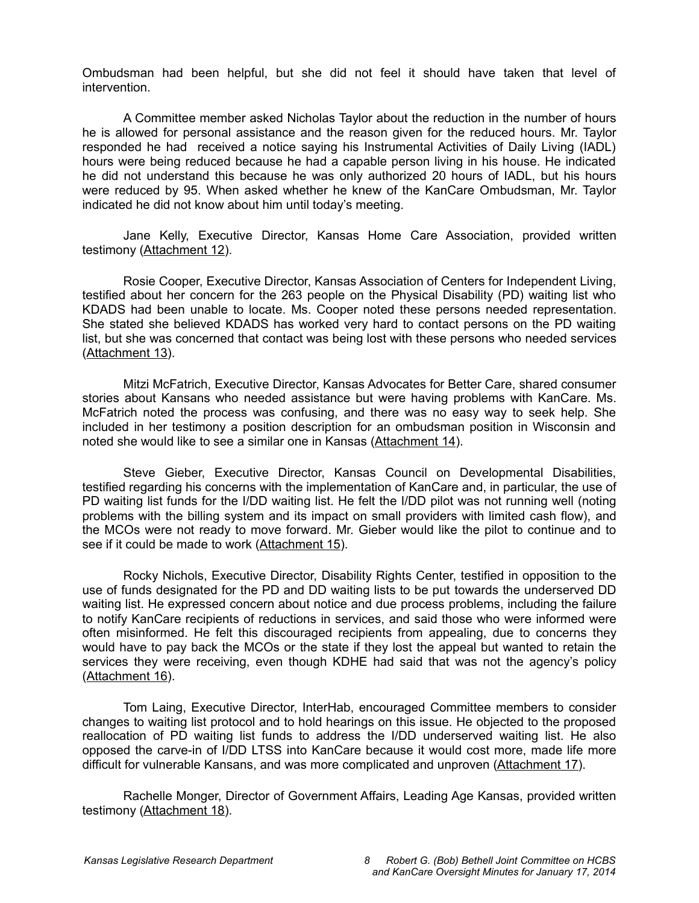Ombudsman had been helpful, but she did not feel it should have taken that level of intervention.

A Committee member asked Nicholas Taylor about the reduction in the number of hours he is allowed for personal assistance and the reason given for the reduced hours. Mr. Taylor responded he had received a notice saying his Instrumental Activities of Daily Living (IADL) hours were being reduced because he had a capable person living in his house. He indicated he did not understand this because he was only authorized 20 hours of IADL, but his hours were reduced by 95. When asked whether he knew of the KanCare Ombudsman, Mr. Taylor indicated he did not know about him until today's meeting.

Jane Kelly, Executive Director, Kansas Home Care Association, provided written testimony (Attachment 12).

Rosie Cooper, Executive Director, Kansas Association of Centers for Independent Living, testified about her concern for the 263 people on the Physical Disability (PD) waiting list who KDADS had been unable to locate. Ms. Cooper noted these persons needed representation. She stated she believed KDADS has worked very hard to contact persons on the PD waiting list, but she was concerned that contact was being lost with these persons who needed services (Attachment 13).

Mitzi McFatrich, Executive Director, Kansas Advocates for Better Care, shared consumer stories about Kansans who needed assistance but were having problems with KanCare. Ms. McFatrich noted the process was confusing, and there was no easy way to seek help. She included in her testimony a position description for an ombudsman position in Wisconsin and noted she would like to see a similar one in Kansas (Attachment 14).

Steve Gieber, Executive Director, Kansas Council on Developmental Disabilities, testified regarding his concerns with the implementation of KanCare and, in particular, the use of PD waiting list funds for the I/DD waiting list. He felt the I/DD pilot was not running well (noting problems with the billing system and its impact on small providers with limited cash flow), and the MCOs were not ready to move forward. Mr. Gieber would like the pilot to continue and to see if it could be made to work (Attachment 15).

Rocky Nichols, Executive Director, Disability Rights Center, testified in opposition to the use of funds designated for the PD and DD waiting lists to be put towards the underserved DD waiting list. He expressed concern about notice and due process problems, including the failure to notify KanCare recipients of reductions in services, and said those who were informed were often misinformed. He felt this discouraged recipients from appealing, due to concerns they would have to pay back the MCOs or the state if they lost the appeal but wanted to retain the services they were receiving, even though KDHE had said that was not the agency's policy (Attachment 16).

Tom Laing, Executive Director, InterHab, encouraged Committee members to consider changes to waiting list protocol and to hold hearings on this issue. He objected to the proposed reallocation of PD waiting list funds to address the I/DD underserved waiting list. He also opposed the carve-in of I/DD LTSS into KanCare because it would cost more, made life more difficult for vulnerable Kansans, and was more complicated and unproven (Attachment 17).

Rachelle Monger, Director of Government Affairs, Leading Age Kansas, provided written testimony (Attachment 18).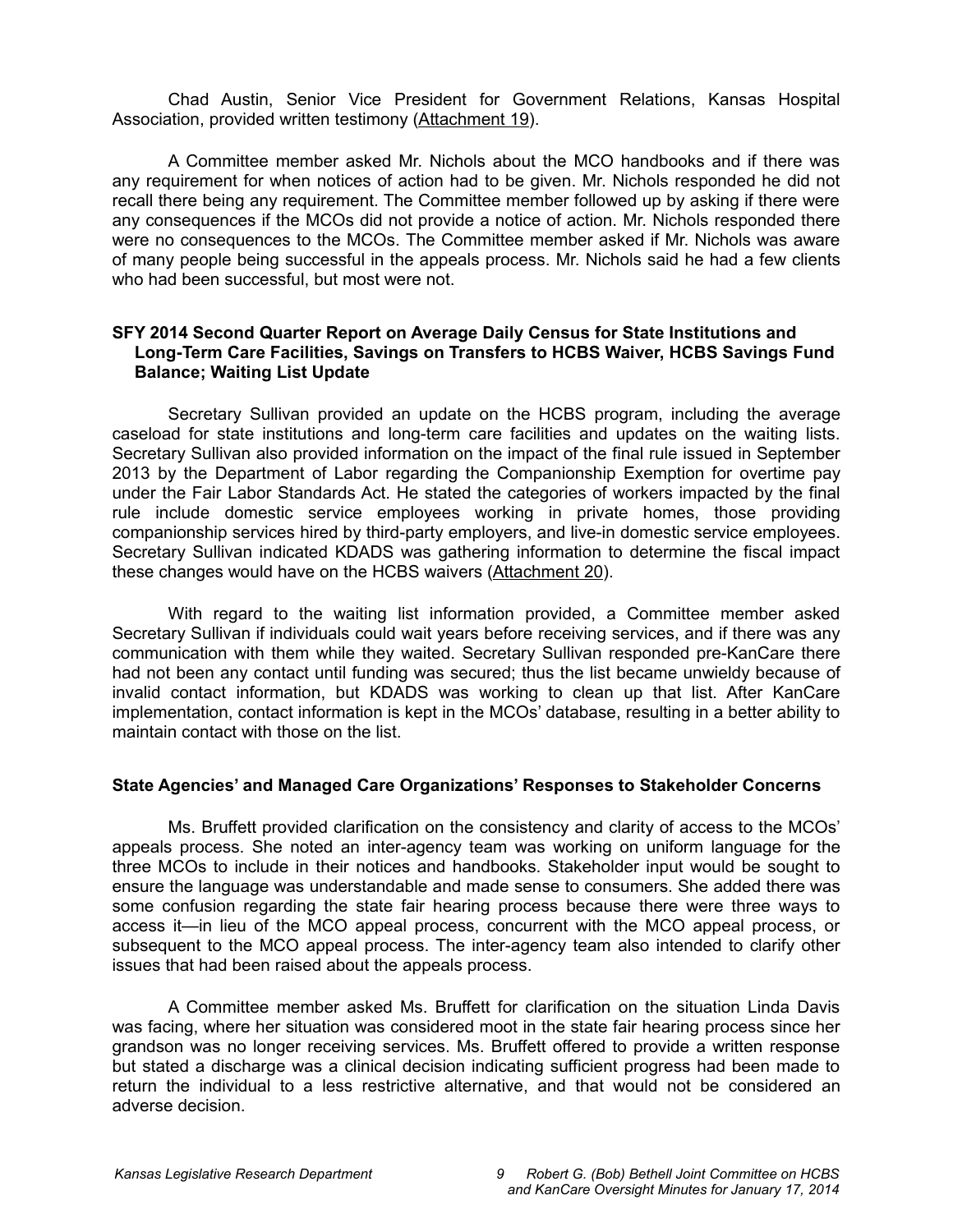Chad Austin, Senior Vice President for Government Relations, Kansas Hospital Association, provided written testimony (Attachment 19).

A Committee member asked Mr. Nichols about the MCO handbooks and if there was any requirement for when notices of action had to be given. Mr. Nichols responded he did not recall there being any requirement. The Committee member followed up by asking if there were any consequences if the MCOs did not provide a notice of action. Mr. Nichols responded there were no consequences to the MCOs. The Committee member asked if Mr. Nichols was aware of many people being successful in the appeals process. Mr. Nichols said he had a few clients who had been successful, but most were not.

### SFY 2014 Second Quarter Report on Average Daily Census for State Institutions and Long-Term Care Facilities, Savings on Transfers to HCBS Waiver, HCBS Savings Fund Balance; Waiting List Update

Secretary Sullivan provided an update on the HCBS program, including the average caseload for state institutions and long-term care facilities and updates on the waiting lists. Secretary Sullivan also provided information on the impact of the final rule issued in September 2013 by the Department of Labor regarding the Companionship Exemption for overtime pay under the Fair Labor Standards Act. He stated the categories of workers impacted by the final rule include domestic service employees working in private homes, those providing companionship services hired by third-party employers, and live-in domestic service employees. Secretary Sullivan indicated KDADS was gathering information to determine the fiscal impact these changes would have on the HCBS waivers (Attachment 20).

With regard to the waiting list information provided, a Committee member asked Secretary Sullivan if individuals could wait years before receiving services, and if there was any communication with them while they waited. Secretary Sullivan responded pre-KanCare there had not been any contact until funding was secured; thus the list became unwieldy because of invalid contact information, but KDADS was working to clean up that list. After KanCare implementation, contact information is kept in the MCOs' database, resulting in a better ability to maintain contact with those on the list.

### State Agencies' and Managed Care Organizations' Responses to Stakeholder Concerns

Ms. Bruffett provided clarification on the consistency and clarity of access to the MCOs' appeals process. She noted an inter-agency team was working on uniform language for the three MCOs to include in their notices and handbooks. Stakeholder input would be sought to ensure the language was understandable and made sense to consumers. She added there was some confusion regarding the state fair hearing process because there were three ways to access it—in lieu of the MCO appeal process, concurrent with the MCO appeal process, or subsequent to the MCO appeal process. The inter-agency team also intended to clarify other issues that had been raised about the appeals process.

A Committee member asked Ms. Bruffett for clarification on the situation Linda Davis was facing, where her situation was considered moot in the state fair hearing process since her grandson was no longer receiving services. Ms. Bruffett offered to provide a written response but stated a discharge was a clinical decision indicating sufficient progress had been made to return the individual to a less restrictive alternative, and that would not be considered an adverse decision.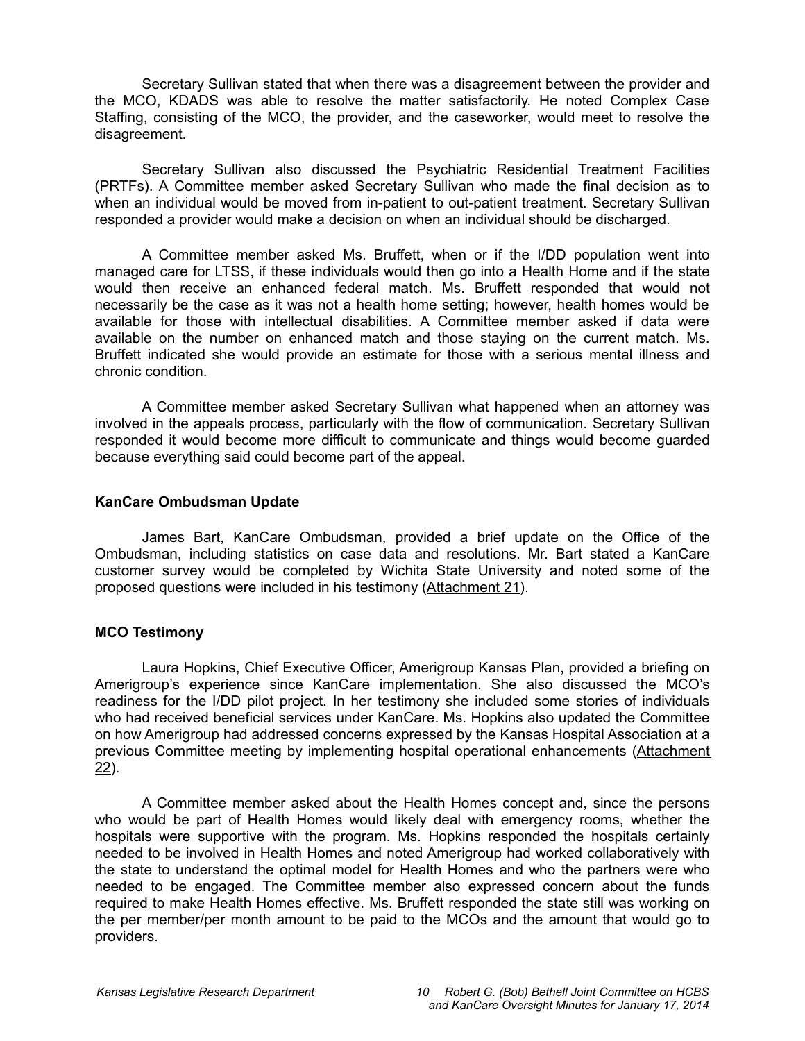Secretary Sullivan stated that when there was a disagreement between the provider and the MCO, KDADS was able to resolve the matter satisfactorily. He noted Complex Case Staffing, consisting of the MCO, the provider, and the caseworker, would meet to resolve the disagreement.

Secretary Sullivan also discussed the Psychiatric Residential Treatment Facilities (PRTFs). A Committee member asked Secretary Sullivan who made the final decision as to when an individual would be moved from in-patient to out-patient treatment. Secretary Sullivan responded a provider would make a decision on when an individual should be discharged.

A Committee member asked Ms. Bruffett, when or if the I/DD population went into managed care for LTSS, if these individuals would then go into a Health Home and if the state would then receive an enhanced federal match. Ms. Bruffett responded that would not necessarily be the case as it was not a health home setting; however, health homes would be available for those with intellectual disabilities. A Committee member asked if data were available on the number on enhanced match and those staying on the current match. Ms. Bruffett indicated she would provide an estimate for those with a serious mental illness and chronic condition.

A Committee member asked Secretary Sullivan what happened when an attorney was involved in the appeals process, particularly with the flow of communication. Secretary Sullivan responded it would become more difficult to communicate and things would become guarded because everything said could become part of the appeal.

**KanCare Ombudsman Update**

James Bart, KanCare Ombudsman, provided a brief update on the Office of the Ombudsman, including statistics on case data and resolutions. Mr. Bart stated a KanCare customer survey would be completed by Wichita State University and noted some of the proposed questions were included in his testimony (Attachment 21).

**MCO Testimony**

Laura Hopkins, Chief Executive Officer, Amerigroup Kansas Plan, provided a briefing on Amerigroup's experience since KanCare implementation. She also discussed the MCO's readiness for the I/DD pilot project. In her testimony she included some stories of individuals who had received beneficial services under KanCare. Ms. Hopkins also updated the Committee on how Amerigroup had addressed concerns expressed by the Kansas Hospital Association at a previous Committee meeting by implementing hospital operational enhancements (Attachment 22).

A Committee member asked about the Health Homes concept and, since the persons who would be part of Health Homes would likely deal with emergency rooms, whether the hospitals were supportive with the program. Ms. Hopkins responded the hospitals certainly needed to be involved in Health Homes and noted Amerigroup had worked collaboratively with the state to understand the optimal model for Health Homes and who the partners were who needed to be engaged. The Committee member also expressed concern about the funds required to make Health Homes effective. Ms. Bruffett responded the state still was working on the per member/per month amount to be paid to the MCOs and the amount that would go to providers.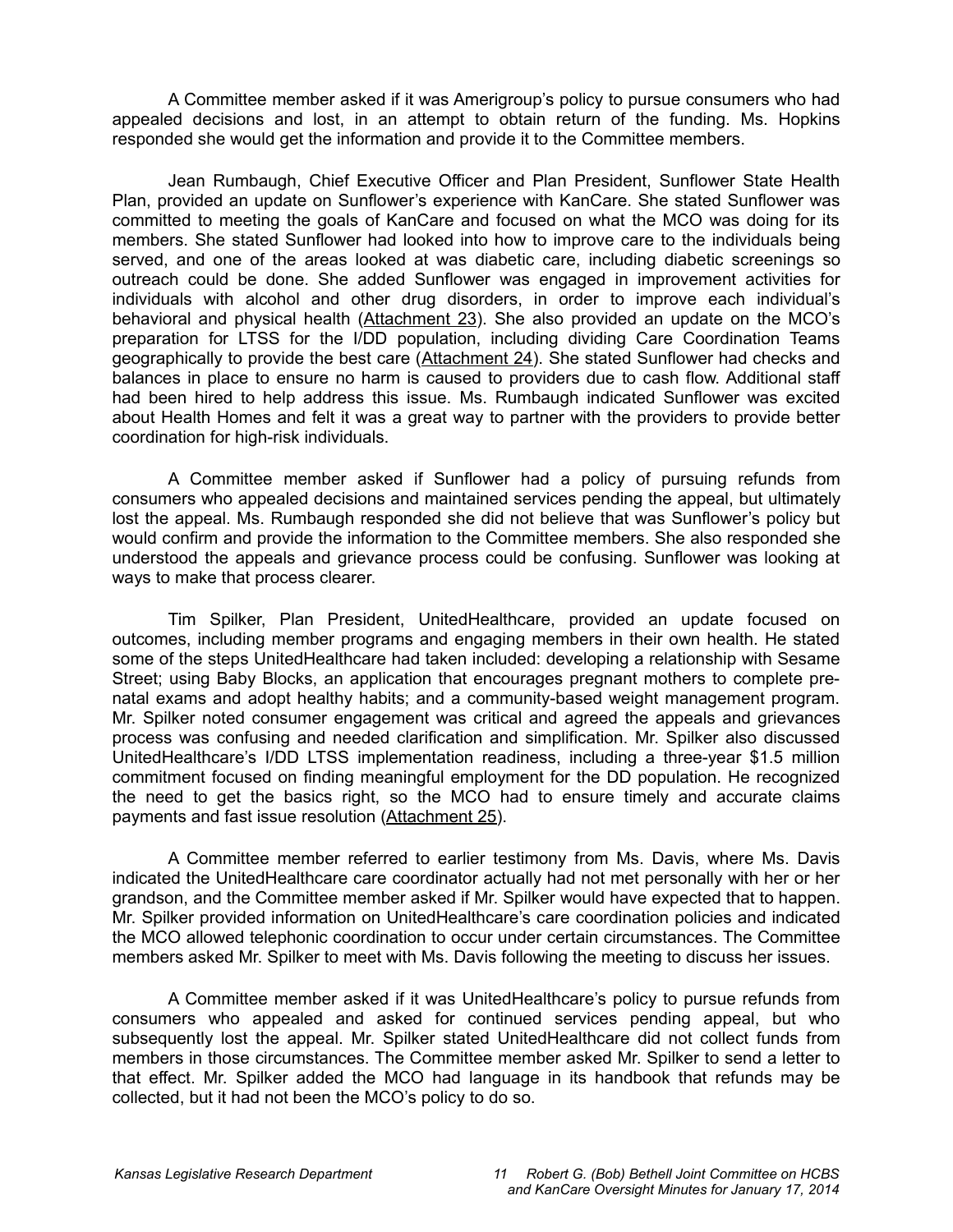A Committee member asked if it was Amerigroup's policy to pursue consumers who had appealed decisions and lost, in an attempt to obtain return of the funding. Ms. Hopkins responded she would get the information and provide it to the Committee members.

Jean Rumbaugh, Chief Executive Officer and Plan President, Sunflower State Health Plan, provided an update on Sunflower's experience with KanCare. She stated Sunflower was committed to meeting the goals of KanCare and focused on what the MCO was doing for its members. She stated Sunflower had looked into how to improve care to the individuals being served, and one of the areas looked at was diabetic care, including diabetic screenings so outreach could be done. She added Sunflower was engaged in improvement activities for individuals with alcohol and other drug disorders, in order to improve each individual's behavioral and physical health (Attachment 23). She also provided an update on the MCO's preparation for LTSS for the I/DD population, including dividing Care Coordination Teams geographically to provide the best care (Attachment 24). She stated Sunflower had checks and balances in place to ensure no harm is caused to providers due to cash flow. Additional staff had been hired to help address this issue. Ms. Rumbaugh indicated Sunflower was excited about Health Homes and felt it was a great way to partner with the providers to provide better coordination for high-risk individuals.

A Committee member asked if Sunflower had a policy of pursuing refunds from consumers who appealed decisions and maintained services pending the appeal, but ultimately lost the appeal. Ms. Rumbaugh responded she did not believe that was Sunflower's policy but would confirm and provide the information to the Committee members. She also responded she understood the appeals and grievance process could be confusing. Sunflower was looking at ways to make that process clearer.

Tim Spilker, Plan President, UnitedHealthcare, provided an update focused on outcomes, including member programs and engaging members in their own health. He stated some of the steps UnitedHealthcare had taken included: developing a relationship with Sesame Street; using Baby Blocks, an application that encourages pregnant mothers to complete pre-natal exams and adopt healthy habits; and a community-based weight management program. Mr. Spilker noted consumer engagement was critical and agreed the appeals and grievances process was confusing and needed clarification and simplification. Mr. Spilker also discussed UnitedHealthcare's I/DD LTSS implementation readiness, including a three-year $1.5 million commitment focused on finding meaningful employment for the DD population. He recognized the need to get the basics right, so the MCO had to ensure timely and accurate claims payments and fast issue resolution (Attachment 25).

A Committee member referred to earlier testimony from Ms. Davis, where Ms. Davis indicated the UnitedHealthcare care coordinator actually had not met personally with her or her grandson, and the Committee member asked if Mr. Spilker would have expected that to happen. Mr. Spilker provided information on UnitedHealthcare's care coordination policies and indicated the MCO allowed telephonic coordination to occur under certain circumstances. The Committee members asked Mr. Spilker to meet with Ms. Davis following the meeting to discuss her issues.

A Committee member asked if it was UnitedHealthcare's policy to pursue refunds from consumers who appealed and asked for continued services pending appeal, but who subsequently lost the appeal. Mr. Spilker stated UnitedHealthcare did not collect funds from members in those circumstances. The Committee member asked Mr. Spilker to send a letter to that effect. Mr. Spilker added the MCO had language in its handbook that refunds may be collected, but it had not been the MCO's policy to do so.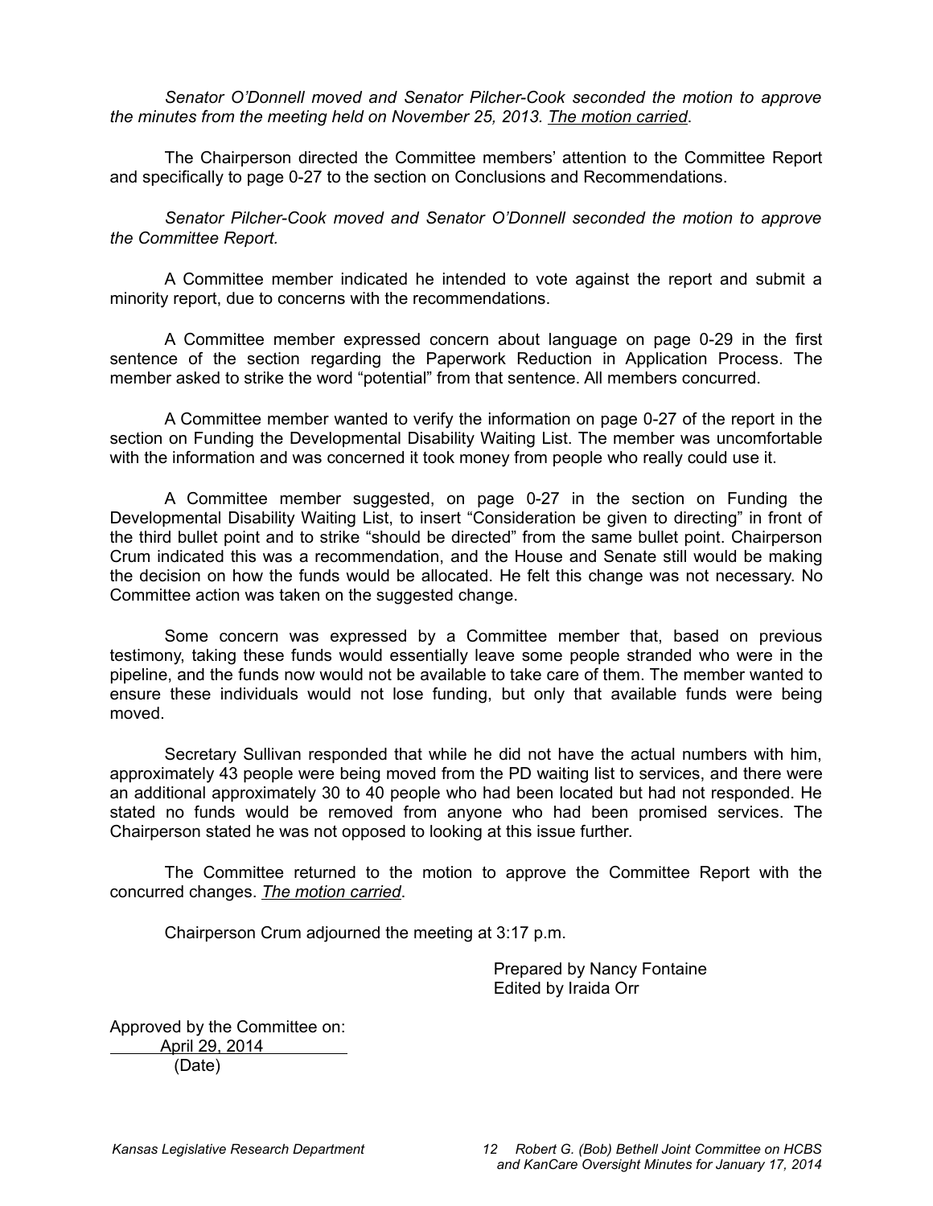*Senator O'Donnell moved and Senator Pilcher-Cook seconded the motion to approve the minutes from the meeting held on November 25, 2013. The motion carried*.

The Chairperson directed the Committee members' attention to the Committee Report and specifically to page 0-27 to the section on Conclusions and Recommendations.

*Senator Pilcher-Cook moved and Senator O'Donnell seconded the motion to approve the Committee Report.*

A Committee member indicated he intended to vote against the report and submit a minority report, due to concerns with the recommendations.

A Committee member expressed concern about language on page 0-29 in the first sentence of the section regarding the Paperwork Reduction in Application Process. The member asked to strike the word "potential" from that sentence. All members concurred.

A Committee member wanted to verify the information on page 0-27 of the report in the section on Funding the Developmental Disability Waiting List. The member was uncomfortable with the information and was concerned it took money from people who really could use it.

A Committee member suggested, on page 0-27 in the section on Funding the Developmental Disability Waiting List, to insert "Consideration be given to directing" in front of the third bullet point and to strike "should be directed" from the same bullet point. Chairperson Crum indicated this was a recommendation, and the House and Senate still would be making the decision on how the funds would be allocated. He felt this change was not necessary. No Committee action was taken on the suggested change.

Some concern was expressed by a Committee member that, based on previous testimony, taking these funds would essentially leave some people stranded who were in the pipeline, and the funds now would not be available to take care of them. The member wanted to ensure these individuals would not lose funding, but only that available funds were being moved.

Secretary Sullivan responded that while he did not have the actual numbers with him, approximately 43 people were being moved from the PD waiting list to services, and there were an additional approximately 30 to 40 people who had been located but had not responded. He stated no funds would be removed from anyone who had been promised services. The Chairperson stated he was not opposed to looking at this issue further.

The Committee returned to the motion to approve the Committee Report with the concurred changes. *The motion carried*.

Chairperson Crum adjourned the meeting at 3:17 p.m.

Prepared by Nancy Fontaine
Edited by Iraida Orr

Approved by the Committee on:
April 29, 2014
(Date)